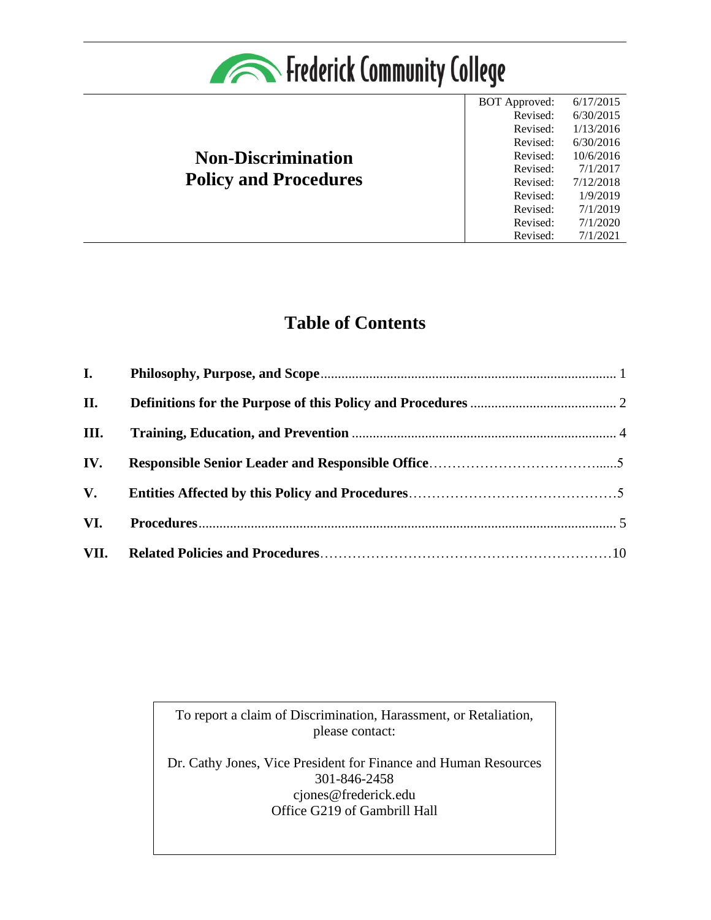Frederick Community College

# Non-Discrimination Policy and Procedures

| | |
|---|---|
| BOT Approved: | 6/17/2015 |
| Revised: | 6/30/2015 |
| Revised: | 1/13/2016 |
| Revised: | 6/30/2016 |
| Revised: | 10/6/2016 |
| Revised: | 7/1/2017 |
| Revised: | 7/12/2018 |
| Revised: | 1/9/2019 |
| Revised: | 7/1/2019 |
| Revised: | 7/1/2020 |
| Revised: | 7/1/2021 |

## Table of Contents

| | | |
|---|---|---|
| I. | Philosophy, Purpose, and Scope | 1 |
| II. | Definitions for the Purpose of this Policy and Procedures | 2 |
| III. | Training, Education, and Prevention | 4 |
| IV. | Responsible Senior Leader and Responsible Office | 5 |
| V. | Entities Affected by this Policy and Procedures | 5 |
| VI. | Procedures | 5 |
| VII. | Related Policies and Procedures | 10 |

To report a claim of Discrimination, Harassment, or Retaliation, please contact:

Dr. Cathy Jones, Vice President for Finance and Human Resources
301-846-2458
cjones@frederick.edu
Office G219 of Gambrill Hall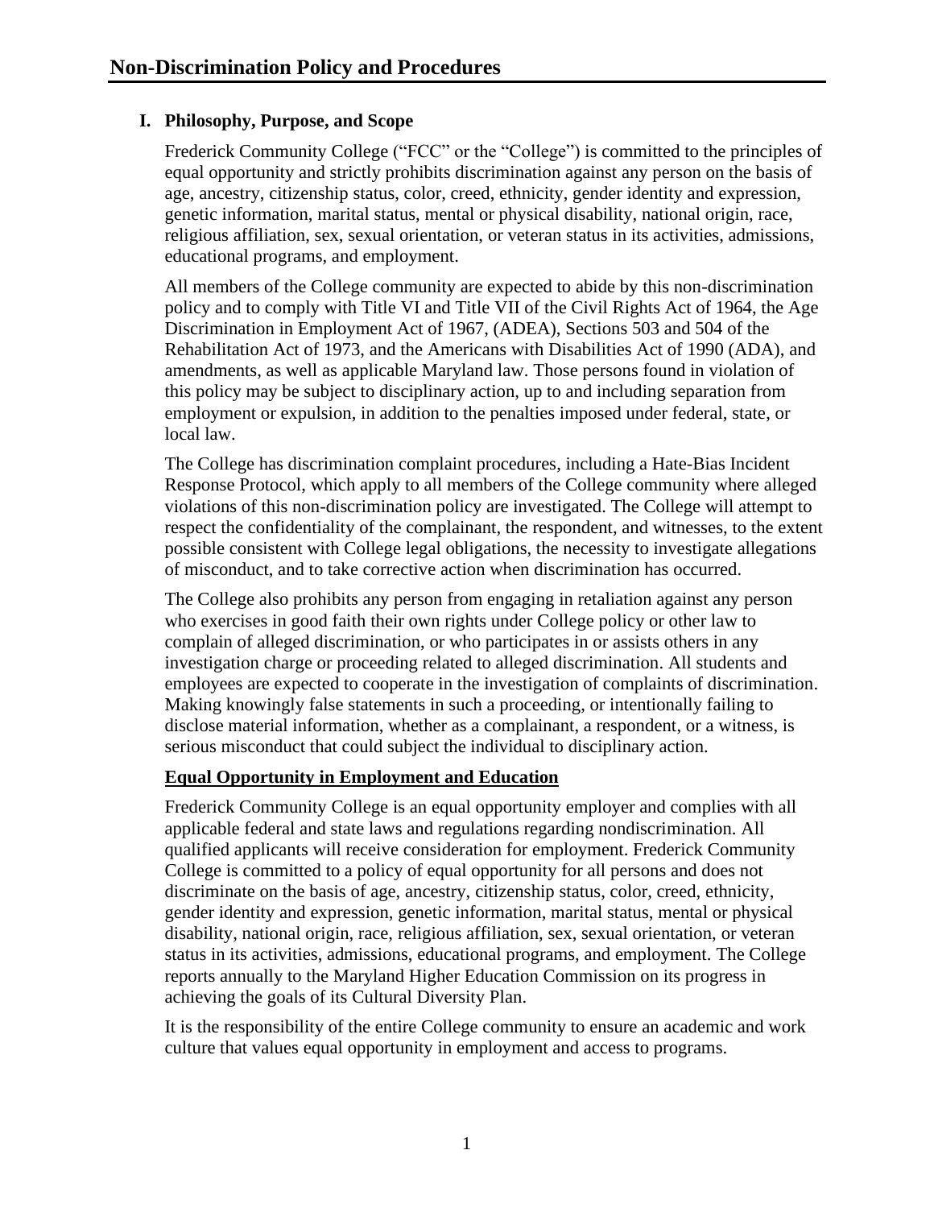# Non-Discrimination Policy and Procedures

## I. Philosophy, Purpose, and Scope

Frederick Community College ("FCC" or the "College") is committed to the principles of equal opportunity and strictly prohibits discrimination against any person on the basis of age, ancestry, citizenship status, color, creed, ethnicity, gender identity and expression, genetic information, marital status, mental or physical disability, national origin, race, religious affiliation, sex, sexual orientation, or veteran status in its activities, admissions, educational programs, and employment.

All members of the College community are expected to abide by this non-discrimination policy and to comply with Title VI and Title VII of the Civil Rights Act of 1964, the Age Discrimination in Employment Act of 1967, (ADEA), Sections 503 and 504 of the Rehabilitation Act of 1973, and the Americans with Disabilities Act of 1990 (ADA), and amendments, as well as applicable Maryland law. Those persons found in violation of this policy may be subject to disciplinary action, up to and including separation from employment or expulsion, in addition to the penalties imposed under federal, state, or local law.

The College has discrimination complaint procedures, including a Hate-Bias Incident Response Protocol, which apply to all members of the College community where alleged violations of this non-discrimination policy are investigated. The College will attempt to respect the confidentiality of the complainant, the respondent, and witnesses, to the extent possible consistent with College legal obligations, the necessity to investigate allegations of misconduct, and to take corrective action when discrimination has occurred.

The College also prohibits any person from engaging in retaliation against any person who exercises in good faith their own rights under College policy or other law to complain of alleged discrimination, or who participates in or assists others in any investigation charge or proceeding related to alleged discrimination. All students and employees are expected to cooperate in the investigation of complaints of discrimination. Making knowingly false statements in such a proceeding, or intentionally failing to disclose material information, whether as a complainant, a respondent, or a witness, is serious misconduct that could subject the individual to disciplinary action.

**Equal Opportunity in Employment and Education**

Frederick Community College is an equal opportunity employer and complies with all applicable federal and state laws and regulations regarding nondiscrimination. All qualified applicants will receive consideration for employment. Frederick Community College is committed to a policy of equal opportunity for all persons and does not discriminate on the basis of age, ancestry, citizenship status, color, creed, ethnicity, gender identity and expression, genetic information, marital status, mental or physical disability, national origin, race, religious affiliation, sex, sexual orientation, or veteran status in its activities, admissions, educational programs, and employment. The College reports annually to the Maryland Higher Education Commission on its progress in achieving the goals of its Cultural Diversity Plan.

It is the responsibility of the entire College community to ensure an academic and work culture that values equal opportunity in employment and access to programs.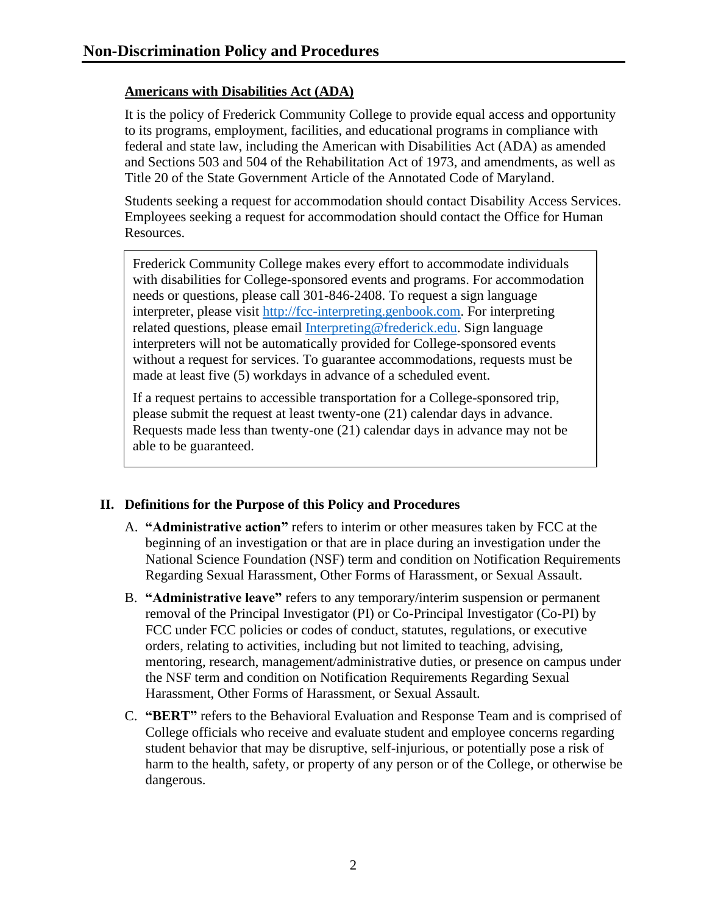**Americans with Disabilities Act (ADA)**

It is the policy of Frederick Community College to provide equal access and opportunity to its programs, employment, facilities, and educational programs in compliance with federal and state law, including the American with Disabilities Act (ADA) as amended and Sections 503 and 504 of the Rehabilitation Act of 1973, and amendments, as well as Title 20 of the State Government Article of the Annotated Code of Maryland.

Students seeking a request for accommodation should contact Disability Access Services. Employees seeking a request for accommodation should contact the Office for Human Resources.

> Frederick Community College makes every effort to accommodate individuals with disabilities for College-sponsored events and programs. For accommodation needs or questions, please call 301-846-2408. To request a sign language interpreter, please visit [http://fcc-interpreting.genbook.com](http://fcc-interpreting.genbook.com). For interpreting related questions, please email [Interpreting@frederick.edu](mailto:Interpreting@frederick.edu). Sign language interpreters will not be automatically provided for College-sponsored events without a request for services. To guarantee accommodations, requests must be made at least five (5) workdays in advance of a scheduled event.
>
> If a request pertains to accessible transportation for a College-sponsored trip, please submit the request at least twenty-one (21) calendar days in advance. Requests made less than twenty-one (21) calendar days in advance may not be able to be guaranteed.

## II. Definitions for the Purpose of this Policy and Procedures

A. **"Administrative action"** refers to interim or other measures taken by FCC at the beginning of an investigation or that are in place during an investigation under the National Science Foundation (NSF) term and condition on Notification Requirements Regarding Sexual Harassment, Other Forms of Harassment, or Sexual Assault.

B. **"Administrative leave"** refers to any temporary/interim suspension or permanent removal of the Principal Investigator (PI) or Co-Principal Investigator (Co-PI) by FCC under FCC policies or codes of conduct, statutes, regulations, or executive orders, relating to activities, including but not limited to teaching, advising, mentoring, research, management/administrative duties, or presence on campus under the NSF term and condition on Notification Requirements Regarding Sexual Harassment, Other Forms of Harassment, or Sexual Assault.

C. **"BERT"** refers to the Behavioral Evaluation and Response Team and is comprised of College officials who receive and evaluate student and employee concerns regarding student behavior that may be disruptive, self-injurious, or potentially pose a risk of harm to the health, safety, or property of any person or of the College, or otherwise be dangerous.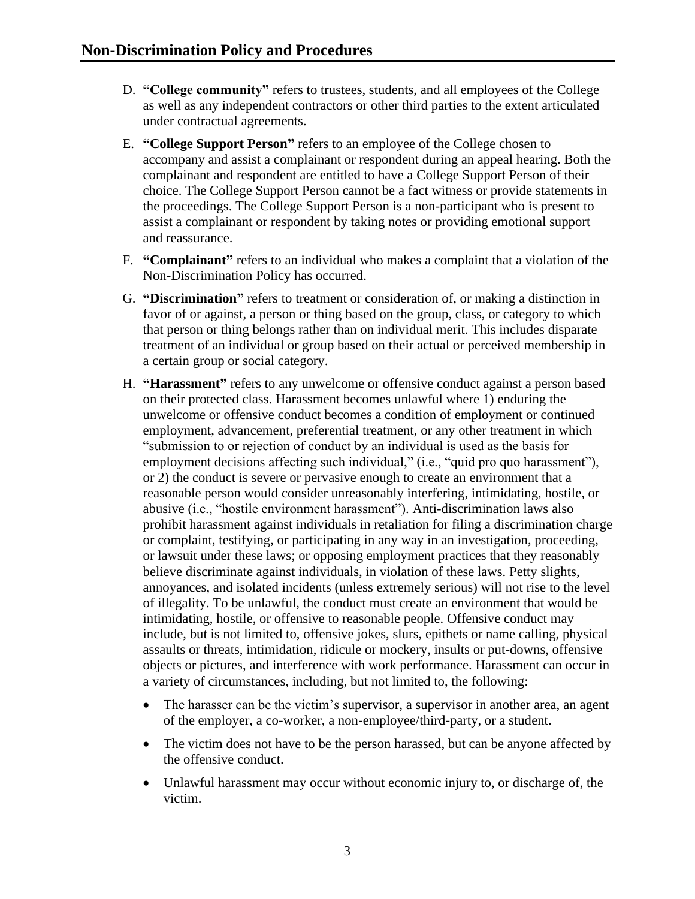D. **"College community"** refers to trustees, students, and all employees of the College as well as any independent contractors or other third parties to the extent articulated under contractual agreements.

E. **"College Support Person"** refers to an employee of the College chosen to accompany and assist a complainant or respondent during an appeal hearing. Both the complainant and respondent are entitled to have a College Support Person of their choice. The College Support Person cannot be a fact witness or provide statements in the proceedings. The College Support Person is a non-participant who is present to assist a complainant or respondent by taking notes or providing emotional support and reassurance.

F. **"Complainant"** refers to an individual who makes a complaint that a violation of the Non-Discrimination Policy has occurred.

G. **"Discrimination"** refers to treatment or consideration of, or making a distinction in favor of or against, a person or thing based on the group, class, or category to which that person or thing belongs rather than on individual merit. This includes disparate treatment of an individual or group based on their actual or perceived membership in a certain group or social category.

H. **"Harassment"** refers to any unwelcome or offensive conduct against a person based on their protected class. Harassment becomes unlawful where 1) enduring the unwelcome or offensive conduct becomes a condition of employment or continued employment, advancement, preferential treatment, or any other treatment in which "submission to or rejection of conduct by an individual is used as the basis for employment decisions affecting such individual," (i.e., "quid pro quo harassment"), or 2) the conduct is severe or pervasive enough to create an environment that a reasonable person would consider unreasonably interfering, intimidating, hostile, or abusive (i.e., "hostile environment harassment"). Anti-discrimination laws also prohibit harassment against individuals in retaliation for filing a discrimination charge or complaint, testifying, or participating in any way in an investigation, proceeding, or lawsuit under these laws; or opposing employment practices that they reasonably believe discriminate against individuals, in violation of these laws. Petty slights, annoyances, and isolated incidents (unless extremely serious) will not rise to the level of illegality. To be unlawful, the conduct must create an environment that would be intimidating, hostile, or offensive to reasonable people. Offensive conduct may include, but is not limited to, offensive jokes, slurs, epithets or name calling, physical assaults or threats, intimidation, ridicule or mockery, insults or put-downs, offensive objects or pictures, and interference with work performance. Harassment can occur in a variety of circumstances, including, but not limited to, the following:

   - The harasser can be the victim's supervisor, a supervisor in another area, an agent of the employer, a co-worker, a non-employee/third-party, or a student.
   - The victim does not have to be the person harassed, but can be anyone affected by the offensive conduct.
   - Unlawful harassment may occur without economic injury to, or discharge of, the victim.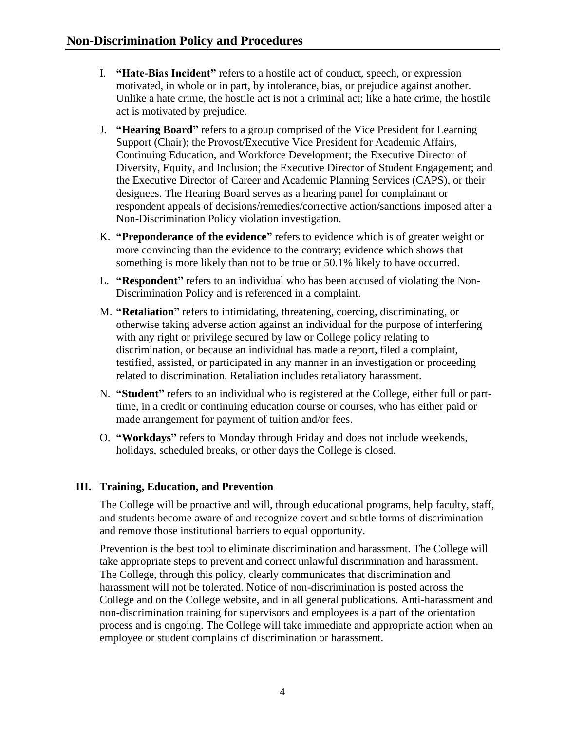I. **"Hate-Bias Incident"** refers to a hostile act of conduct, speech, or expression motivated, in whole or in part, by intolerance, bias, or prejudice against another. Unlike a hate crime, the hostile act is not a criminal act; like a hate crime, the hostile act is motivated by prejudice.

J. **"Hearing Board"** refers to a group comprised of the Vice President for Learning Support (Chair); the Provost/Executive Vice President for Academic Affairs, Continuing Education, and Workforce Development; the Executive Director of Diversity, Equity, and Inclusion; the Executive Director of Student Engagement; and the Executive Director of Career and Academic Planning Services (CAPS), or their designees. The Hearing Board serves as a hearing panel for complainant or respondent appeals of decisions/remedies/corrective action/sanctions imposed after a Non-Discrimination Policy violation investigation.

K. **"Preponderance of the evidence"** refers to evidence which is of greater weight or more convincing than the evidence to the contrary; evidence which shows that something is more likely than not to be true or 50.1% likely to have occurred.

L. **"Respondent"** refers to an individual who has been accused of violating the Non-Discrimination Policy and is referenced in a complaint.

M. **"Retaliation"** refers to intimidating, threatening, coercing, discriminating, or otherwise taking adverse action against an individual for the purpose of interfering with any right or privilege secured by law or College policy relating to discrimination, or because an individual has made a report, filed a complaint, testified, assisted, or participated in any manner in an investigation or proceeding related to discrimination. Retaliation includes retaliatory harassment.

N. **"Student"** refers to an individual who is registered at the College, either full or part-time, in a credit or continuing education course or courses, who has either paid or made arrangement for payment of tuition and/or fees.

O. **"Workdays"** refers to Monday through Friday and does not include weekends, holidays, scheduled breaks, or other days the College is closed.

## III. Training, Education, and Prevention

The College will be proactive and will, through educational programs, help faculty, staff, and students become aware of and recognize covert and subtle forms of discrimination and remove those institutional barriers to equal opportunity.

Prevention is the best tool to eliminate discrimination and harassment. The College will take appropriate steps to prevent and correct unlawful discrimination and harassment. The College, through this policy, clearly communicates that discrimination and harassment will not be tolerated. Notice of non-discrimination is posted across the College and on the College website, and in all general publications. Anti-harassment and non-discrimination training for supervisors and employees is a part of the orientation process and is ongoing. The College will take immediate and appropriate action when an employee or student complains of discrimination or harassment.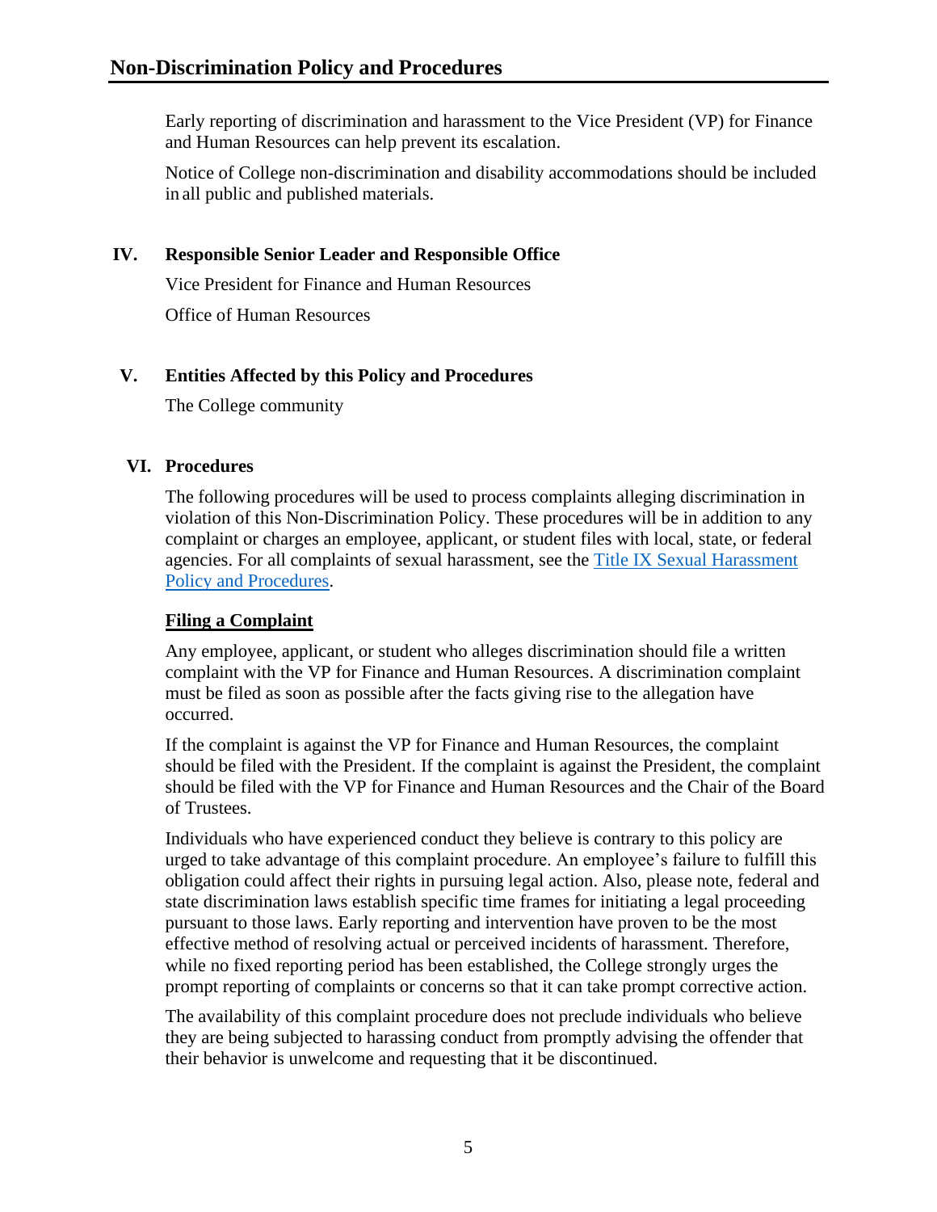Early reporting of discrimination and harassment to the Vice President (VP) for Finance and Human Resources can help prevent its escalation.

Notice of College non-discrimination and disability accommodations should be included in all public and published materials.

## IV. Responsible Senior Leader and Responsible Office

Vice President for Finance and Human Resources

Office of Human Resources

## V. Entities Affected by this Policy and Procedures

The College community

## VI. Procedures

The following procedures will be used to process complaints alleging discrimination in violation of this Non-Discrimination Policy. These procedures will be in addition to any complaint or charges an employee, applicant, or student files with local, state, or federal agencies. For all complaints of sexual harassment, see the [Title IX Sexual Harassment Policy and Procedures](#).

### Filing a Complaint

Any employee, applicant, or student who alleges discrimination should file a written complaint with the VP for Finance and Human Resources. A discrimination complaint must be filed as soon as possible after the facts giving rise to the allegation have occurred.

If the complaint is against the VP for Finance and Human Resources, the complaint should be filed with the President. If the complaint is against the President, the complaint should be filed with the VP for Finance and Human Resources and the Chair of the Board of Trustees.

Individuals who have experienced conduct they believe is contrary to this policy are urged to take advantage of this complaint procedure. An employee's failure to fulfill this obligation could affect their rights in pursuing legal action. Also, please note, federal and state discrimination laws establish specific time frames for initiating a legal proceeding pursuant to those laws. Early reporting and intervention have proven to be the most effective method of resolving actual or perceived incidents of harassment. Therefore, while no fixed reporting period has been established, the College strongly urges the prompt reporting of complaints or concerns so that it can take prompt corrective action.

The availability of this complaint procedure does not preclude individuals who believe they are being subjected to harassing conduct from promptly advising the offender that their behavior is unwelcome and requesting that it be discontinued.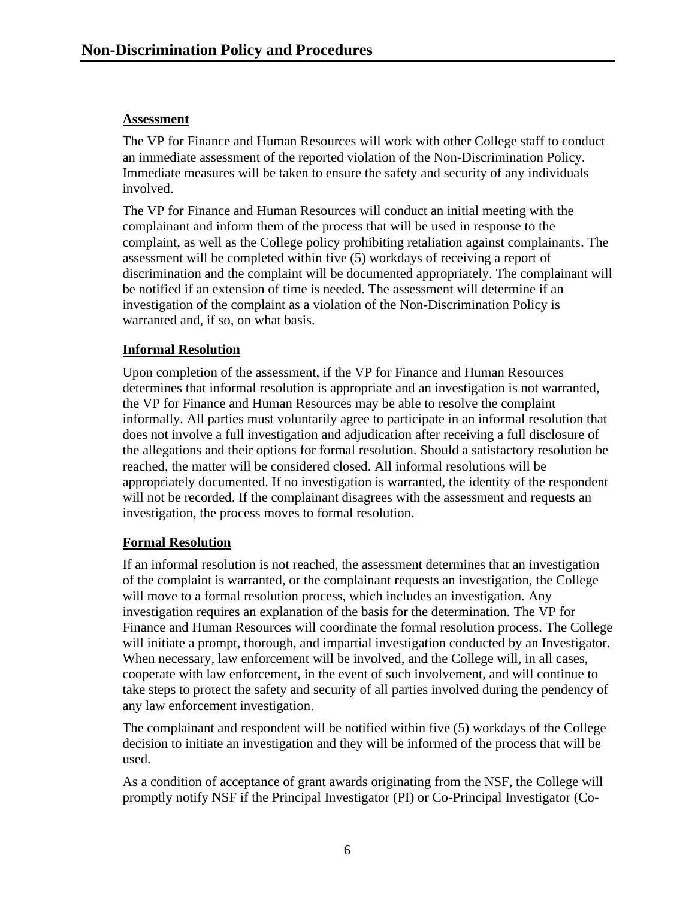### Assessment

The VP for Finance and Human Resources will work with other College staff to conduct an immediate assessment of the reported violation of the Non-Discrimination Policy. Immediate measures will be taken to ensure the safety and security of any individuals involved.

The VP for Finance and Human Resources will conduct an initial meeting with the complainant and inform them of the process that will be used in response to the complaint, as well as the College policy prohibiting retaliation against complainants. The assessment will be completed within five (5) workdays of receiving a report of discrimination and the complaint will be documented appropriately. The complainant will be notified if an extension of time is needed. The assessment will determine if an investigation of the complaint as a violation of the Non-Discrimination Policy is warranted and, if so, on what basis.

### Informal Resolution

Upon completion of the assessment, if the VP for Finance and Human Resources determines that informal resolution is appropriate and an investigation is not warranted, the VP for Finance and Human Resources may be able to resolve the complaint informally. All parties must voluntarily agree to participate in an informal resolution that does not involve a full investigation and adjudication after receiving a full disclosure of the allegations and their options for formal resolution. Should a satisfactory resolution be reached, the matter will be considered closed. All informal resolutions will be appropriately documented. If no investigation is warranted, the identity of the respondent will not be recorded. If the complainant disagrees with the assessment and requests an investigation, the process moves to formal resolution.

### Formal Resolution

If an informal resolution is not reached, the assessment determines that an investigation of the complaint is warranted, or the complainant requests an investigation, the College will move to a formal resolution process, which includes an investigation. Any investigation requires an explanation of the basis for the determination. The VP for Finance and Human Resources will coordinate the formal resolution process. The College will initiate a prompt, thorough, and impartial investigation conducted by an Investigator. When necessary, law enforcement will be involved, and the College will, in all cases, cooperate with law enforcement, in the event of such involvement, and will continue to take steps to protect the safety and security of all parties involved during the pendency of any law enforcement investigation.

The complainant and respondent will be notified within five (5) workdays of the College decision to initiate an investigation and they will be informed of the process that will be used.

As a condition of acceptance of grant awards originating from the NSF, the College will promptly notify NSF if the Principal Investigator (PI) or Co-Principal Investigator (Co-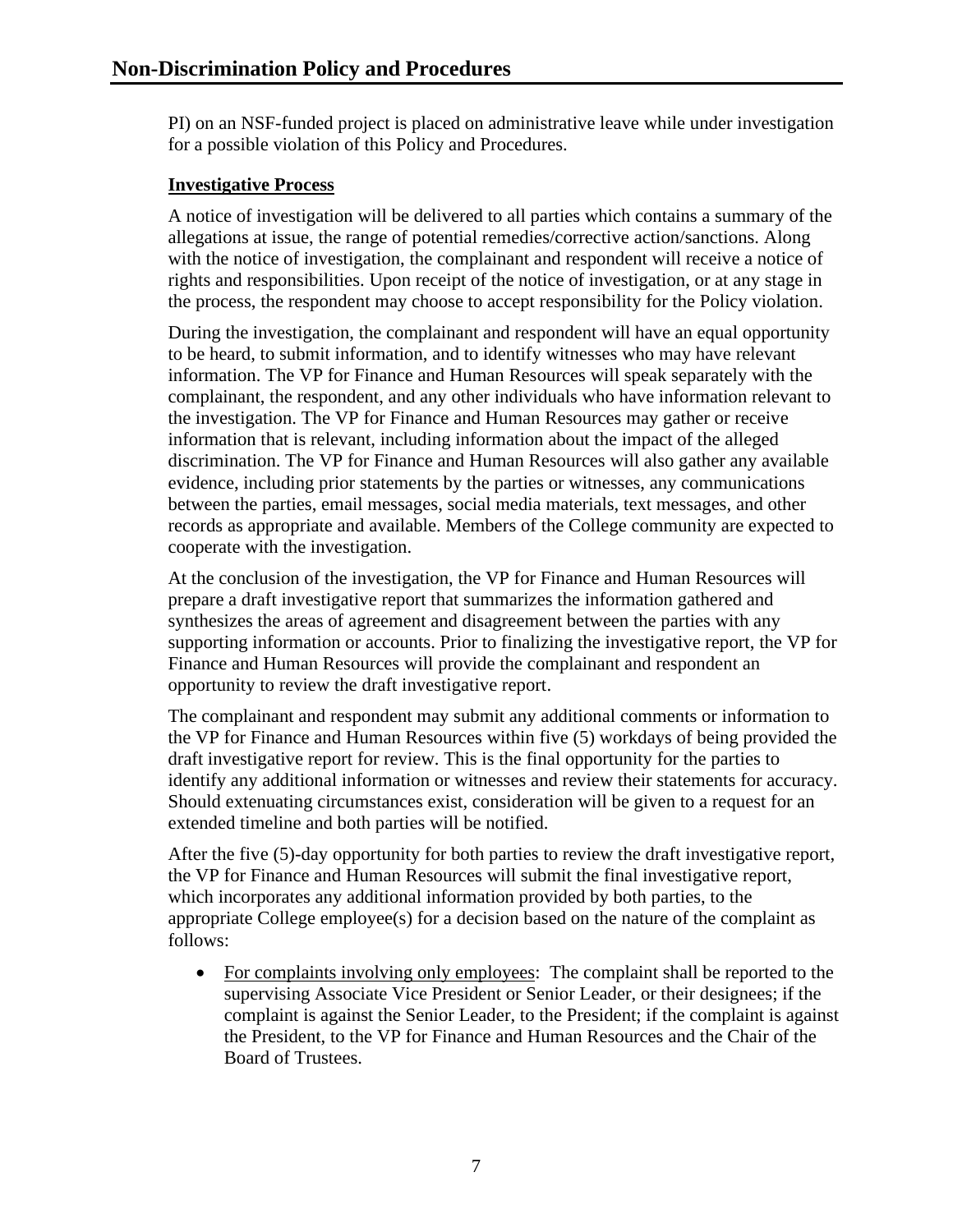PI) on an NSF-funded project is placed on administrative leave while under investigation for a possible violation of this Policy and Procedures.

**Investigative Process**

A notice of investigation will be delivered to all parties which contains a summary of the allegations at issue, the range of potential remedies/corrective action/sanctions. Along with the notice of investigation, the complainant and respondent will receive a notice of rights and responsibilities. Upon receipt of the notice of investigation, or at any stage in the process, the respondent may choose to accept responsibility for the Policy violation.

During the investigation, the complainant and respondent will have an equal opportunity to be heard, to submit information, and to identify witnesses who may have relevant information. The VP for Finance and Human Resources will speak separately with the complainant, the respondent, and any other individuals who have information relevant to the investigation. The VP for Finance and Human Resources may gather or receive information that is relevant, including information about the impact of the alleged discrimination. The VP for Finance and Human Resources will also gather any available evidence, including prior statements by the parties or witnesses, any communications between the parties, email messages, social media materials, text messages, and other records as appropriate and available. Members of the College community are expected to cooperate with the investigation.

At the conclusion of the investigation, the VP for Finance and Human Resources will prepare a draft investigative report that summarizes the information gathered and synthesizes the areas of agreement and disagreement between the parties with any supporting information or accounts. Prior to finalizing the investigative report, the VP for Finance and Human Resources will provide the complainant and respondent an opportunity to review the draft investigative report.

The complainant and respondent may submit any additional comments or information to the VP for Finance and Human Resources within five (5) workdays of being provided the draft investigative report for review. This is the final opportunity for the parties to identify any additional information or witnesses and review their statements for accuracy. Should extenuating circumstances exist, consideration will be given to a request for an extended timeline and both parties will be notified.

After the five (5)-day opportunity for both parties to review the draft investigative report, the VP for Finance and Human Resources will submit the final investigative report, which incorporates any additional information provided by both parties, to the appropriate College employee(s) for a decision based on the nature of the complaint as follows:

- For complaints involving only employees: The complaint shall be reported to the supervising Associate Vice President or Senior Leader, or their designees; if the complaint is against the Senior Leader, to the President; if the complaint is against the President, to the VP for Finance and Human Resources and the Chair of the Board of Trustees.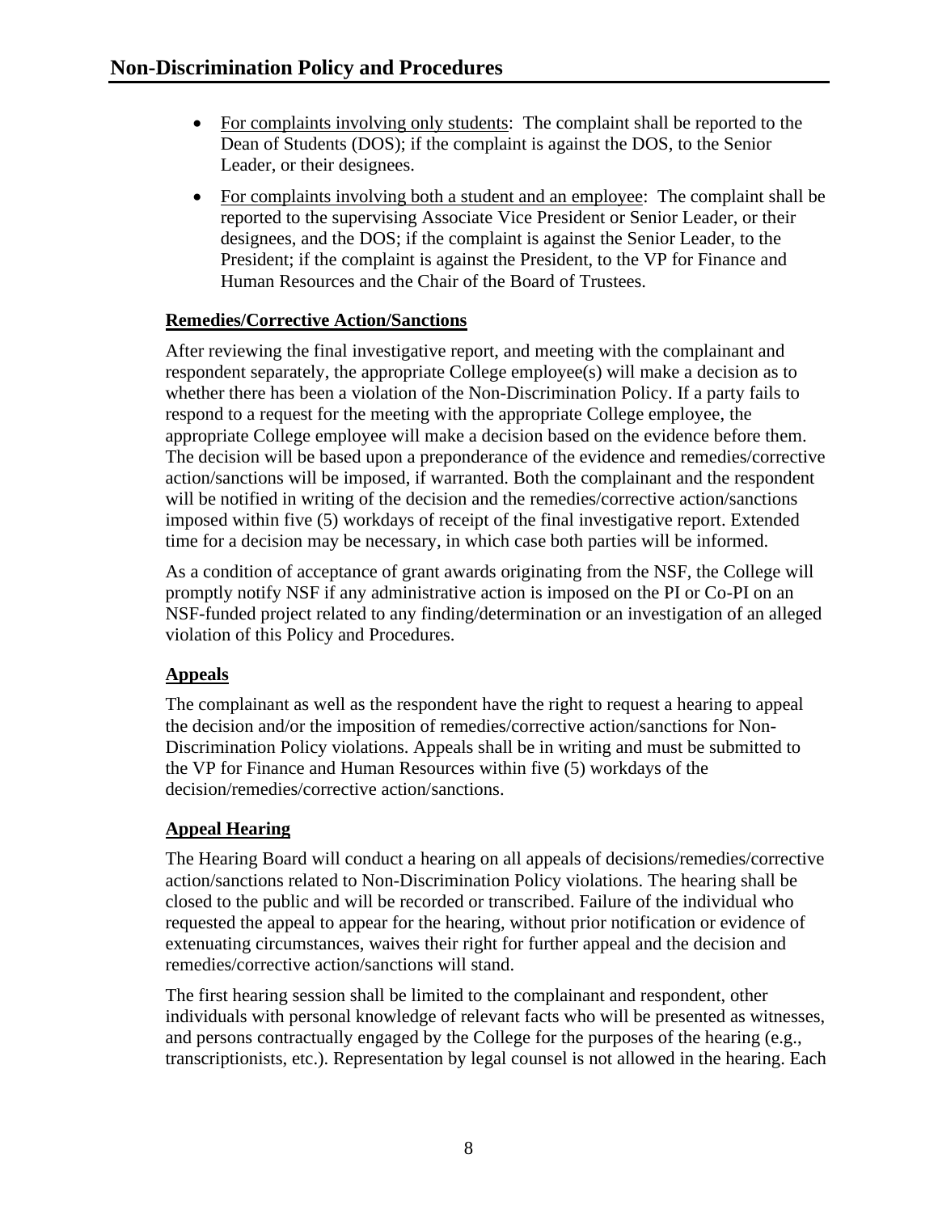- For complaints involving only students: The complaint shall be reported to the Dean of Students (DOS); if the complaint is against the DOS, to the Senior Leader, or their designees.
- For complaints involving both a student and an employee: The complaint shall be reported to the supervising Associate Vice President or Senior Leader, or their designees, and the DOS; if the complaint is against the Senior Leader, to the President; if the complaint is against the President, to the VP for Finance and Human Resources and the Chair of the Board of Trustees.

**Remedies/Corrective Action/Sanctions**

After reviewing the final investigative report, and meeting with the complainant and respondent separately, the appropriate College employee(s) will make a decision as to whether there has been a violation of the Non-Discrimination Policy. If a party fails to respond to a request for the meeting with the appropriate College employee, the appropriate College employee will make a decision based on the evidence before them. The decision will be based upon a preponderance of the evidence and remedies/corrective action/sanctions will be imposed, if warranted. Both the complainant and the respondent will be notified in writing of the decision and the remedies/corrective action/sanctions imposed within five (5) workdays of receipt of the final investigative report. Extended time for a decision may be necessary, in which case both parties will be informed.

As a condition of acceptance of grant awards originating from the NSF, the College will promptly notify NSF if any administrative action is imposed on the PI or Co-PI on an NSF-funded project related to any finding/determination or an investigation of an alleged violation of this Policy and Procedures.

**Appeals**

The complainant as well as the respondent have the right to request a hearing to appeal the decision and/or the imposition of remedies/corrective action/sanctions for Non-Discrimination Policy violations. Appeals shall be in writing and must be submitted to the VP for Finance and Human Resources within five (5) workdays of the decision/remedies/corrective action/sanctions.

**Appeal Hearing**

The Hearing Board will conduct a hearing on all appeals of decisions/remedies/corrective action/sanctions related to Non-Discrimination Policy violations. The hearing shall be closed to the public and will be recorded or transcribed. Failure of the individual who requested the appeal to appear for the hearing, without prior notification or evidence of extenuating circumstances, waives their right for further appeal and the decision and remedies/corrective action/sanctions will stand.

The first hearing session shall be limited to the complainant and respondent, other individuals with personal knowledge of relevant facts who will be presented as witnesses, and persons contractually engaged by the College for the purposes of the hearing (e.g., transcriptionists, etc.). Representation by legal counsel is not allowed in the hearing. Each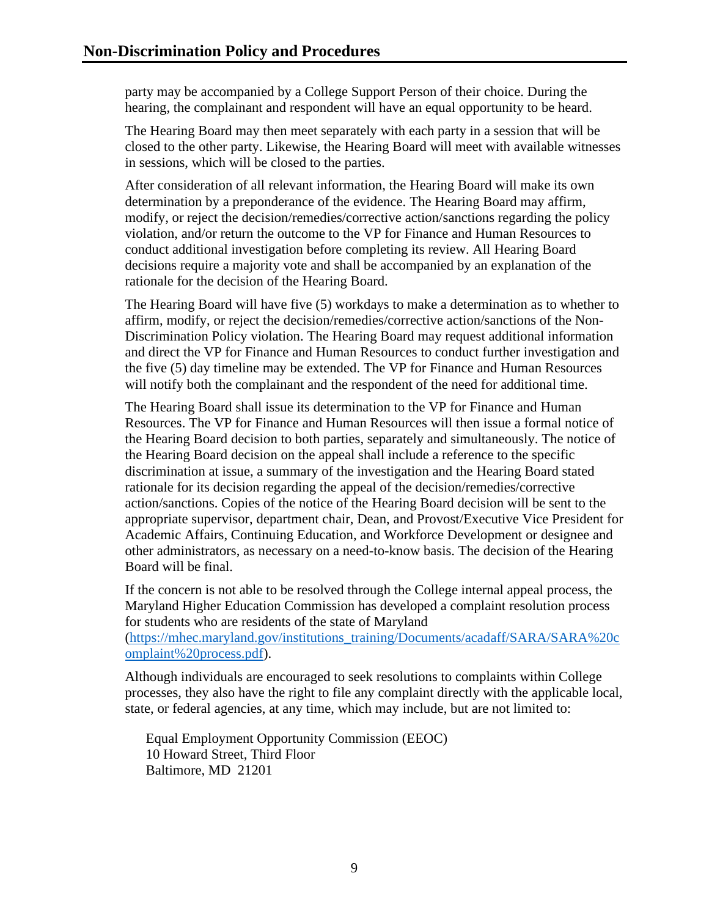party may be accompanied by a College Support Person of their choice. During the hearing, the complainant and respondent will have an equal opportunity to be heard.

The Hearing Board may then meet separately with each party in a session that will be closed to the other party. Likewise, the Hearing Board will meet with available witnesses in sessions, which will be closed to the parties.

After consideration of all relevant information, the Hearing Board will make its own determination by a preponderance of the evidence. The Hearing Board may affirm, modify, or reject the decision/remedies/corrective action/sanctions regarding the policy violation, and/or return the outcome to the VP for Finance and Human Resources to conduct additional investigation before completing its review. All Hearing Board decisions require a majority vote and shall be accompanied by an explanation of the rationale for the decision of the Hearing Board.

The Hearing Board will have five (5) workdays to make a determination as to whether to affirm, modify, or reject the decision/remedies/corrective action/sanctions of the Non-Discrimination Policy violation. The Hearing Board may request additional information and direct the VP for Finance and Human Resources to conduct further investigation and the five (5) day timeline may be extended. The VP for Finance and Human Resources will notify both the complainant and the respondent of the need for additional time.

The Hearing Board shall issue its determination to the VP for Finance and Human Resources. The VP for Finance and Human Resources will then issue a formal notice of the Hearing Board decision to both parties, separately and simultaneously. The notice of the Hearing Board decision on the appeal shall include a reference to the specific discrimination at issue, a summary of the investigation and the Hearing Board stated rationale for its decision regarding the appeal of the decision/remedies/corrective action/sanctions. Copies of the notice of the Hearing Board decision will be sent to the appropriate supervisor, department chair, Dean, and Provost/Executive Vice President for Academic Affairs, Continuing Education, and Workforce Development or designee and other administrators, as necessary on a need-to-know basis. The decision of the Hearing Board will be final.

If the concern is not able to be resolved through the College internal appeal process, the Maryland Higher Education Commission has developed a complaint resolution process for students who are residents of the state of Maryland (https://mhec.maryland.gov/institutions_training/Documents/acadaff/SARA/SARA%20complaint%20process.pdf).

Although individuals are encouraged to seek resolutions to complaints within College processes, they also have the right to file any complaint directly with the applicable local, state, or federal agencies, at any time, which may include, but are not limited to:

Equal Employment Opportunity Commission (EEOC)
10 Howard Street, Third Floor
Baltimore, MD 21201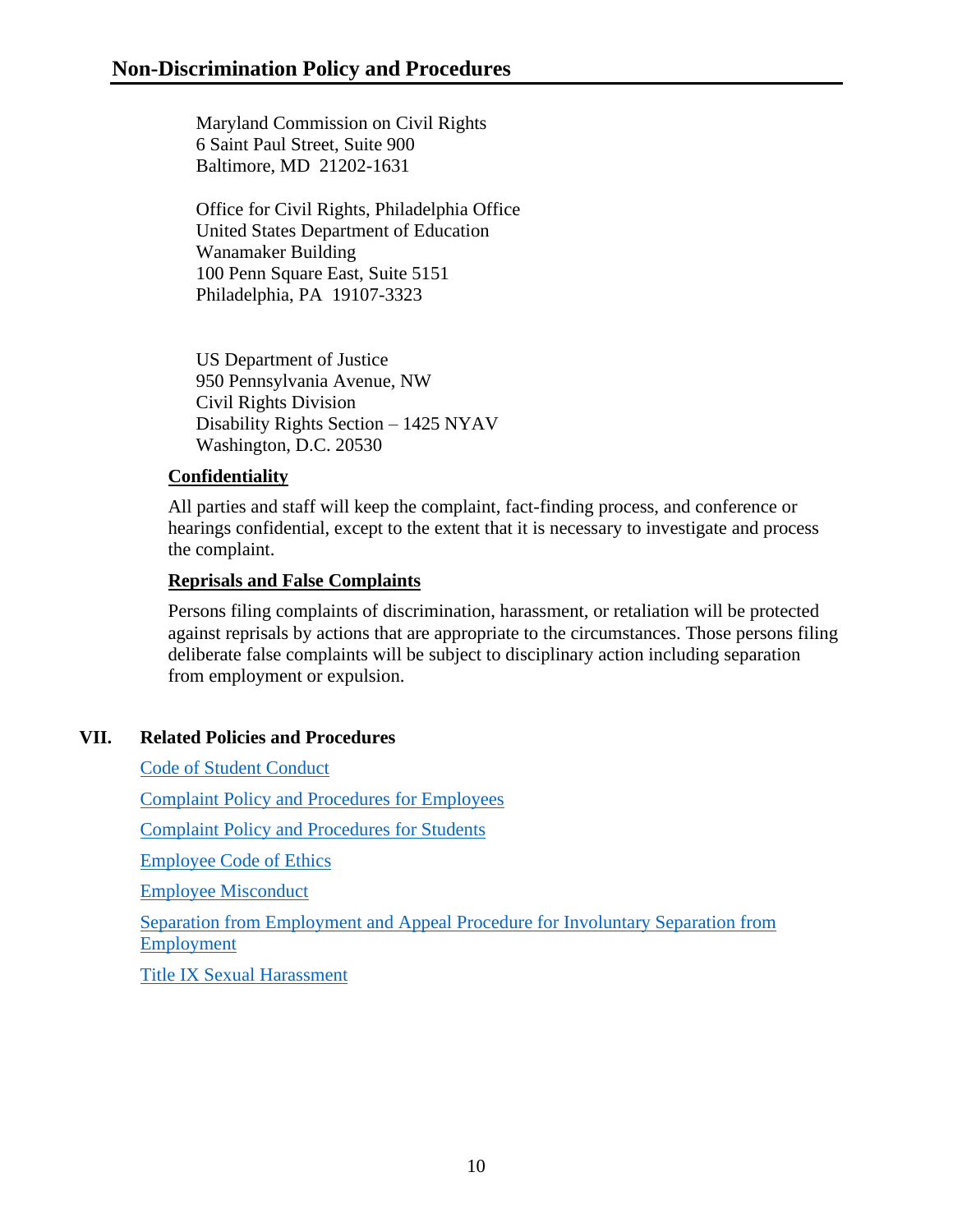Maryland Commission on Civil Rights
6 Saint Paul Street, Suite 900
Baltimore, MD  21202-1631

Office for Civil Rights, Philadelphia Office
United States Department of Education
Wanamaker Building
100 Penn Square East, Suite 5151
Philadelphia, PA  19107-3323

US Department of Justice
950 Pennsylvania Avenue, NW
Civil Rights Division
Disability Rights Section – 1425 NYAV
Washington, D.C. 20530

**Confidentiality**

All parties and staff will keep the complaint, fact-finding process, and conference or hearings confidential, except to the extent that it is necessary to investigate and process the complaint.

**Reprisals and False Complaints**

Persons filing complaints of discrimination, harassment, or retaliation will be protected against reprisals by actions that are appropriate to the circumstances. Those persons filing deliberate false complaints will be subject to disciplinary action including separation from employment or expulsion.

## VII. Related Policies and Procedures

Code of Student Conduct

Complaint Policy and Procedures for Employees

Complaint Policy and Procedures for Students

Employee Code of Ethics

Employee Misconduct

Separation from Employment and Appeal Procedure for Involuntary Separation from Employment

Title IX Sexual Harassment